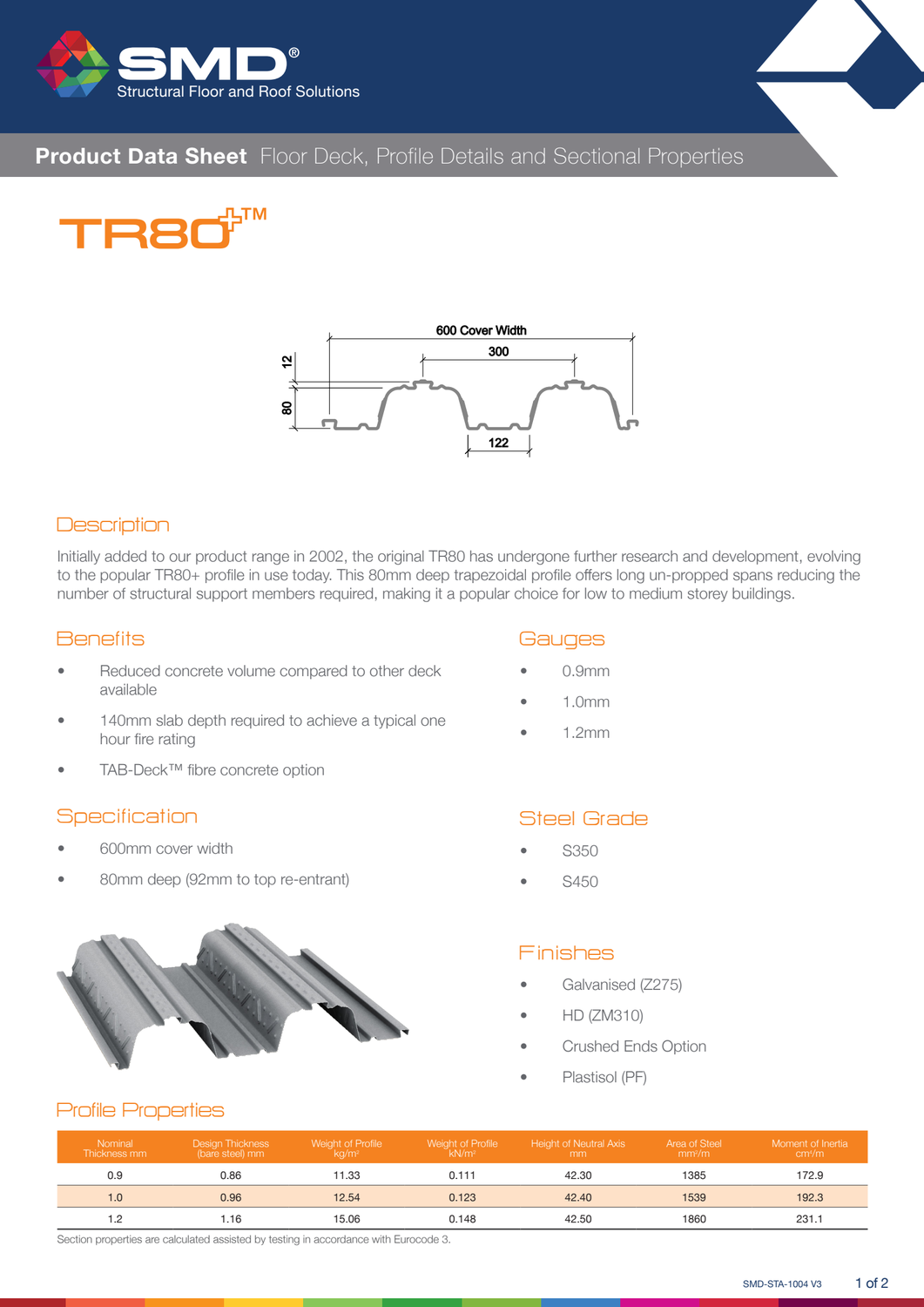SMD®
Structural Floor and Roof Solutions

**Product Data Sheet** Floor Deck, Profile Details and Sectional Properties

# TR80+™

600 Cover Width
300
12
80
122

## Description

Initially added to our product range in 2002, the original TR80 has undergone further research and development, evolving to the popular TR80+ profile in use today. This 80mm deep trapezoidal profile offers long un-propped spans reducing the number of structural support members required, making it a popular choice for low to medium storey buildings.

## Benefits

- Reduced concrete volume compared to other deck available
- 140mm slab depth required to achieve a typical one hour fire rating
- TAB-Deck™ fibre concrete option

## Gauges

- 0.9mm
- 1.0mm
- 1.2mm

## Specification

- 600mm cover width
- 80mm deep (92mm to top re-entrant)

## Steel Grade

- S350
- S450

## Finishes

- Galvanised (Z275)
- HD (ZM310)
- Crushed Ends Option
- Plastisol (PF)

## Profile Properties

| Nominal Thickness mm | Design Thickness (bare steel) mm | Weight of Profile kg/m² | Weight of Profile kN/m² | Height of Neutral Axis mm | Area of Steel mm²/m | Moment of Inertia cm⁴/m |
|---|---|---|---|---|---|---|
| 0.9 | 0.86 | 11.33 | 0.111 | 42.30 | 1385 | 172.9 |
| 1.0 | 0.96 | 12.54 | 0.123 | 42.40 | 1539 | 192.3 |
| 1.2 | 1.16 | 15.06 | 0.148 | 42.50 | 1860 | 231.1 |

Section properties are calculated assisted by testing in accordance with Eurocode 3.

SMD-STA-1004 V3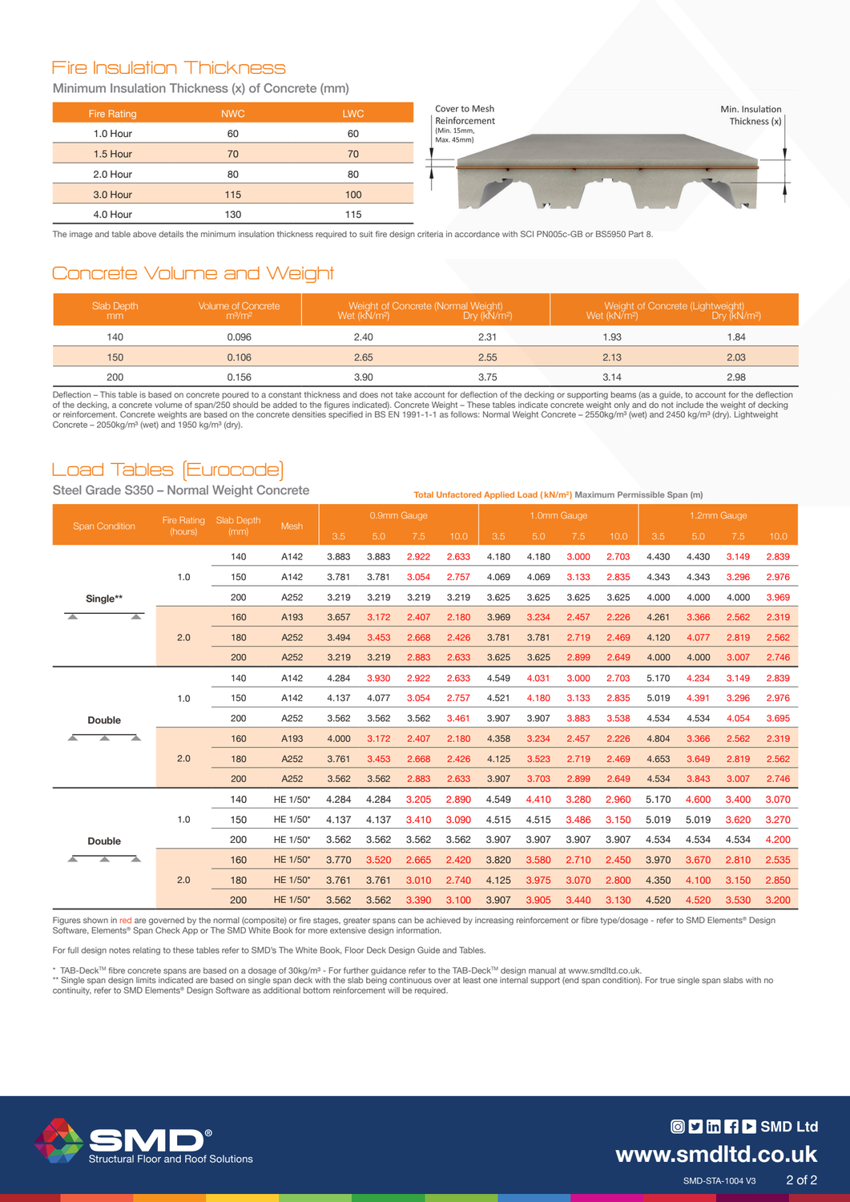## Fire Insulation Thickness

### Minimum Insulation Thickness (x) of Concrete (mm)

| Fire Rating | NWC | LWC |
|---|---|---|
| 1.0 Hour | 60 | 60 |
| 1.5 Hour | 70 | 70 |
| 2.0 Hour | 80 | 80 |
| 3.0 Hour | 115 | 100 |
| 4.0 Hour | 130 | 115 |

Cover to Mesh Reinforcement (Min. 15mm, Max. 45mm)

Min. Insulation Thickness (x)

The image and table above details the minimum insulation thickness required to suit fire design criteria in accordance with SCI PN005c-GB or BS5950 Part 8.

## Concrete Volume and Weight

| Slab Depth mm | Volume of Concrete m³/m² | Weight of Concrete (Normal Weight) Wet (kN/m²) | Weight of Concrete (Normal Weight) Dry (kN/m²) | Weight of Concrete (Lightweight) Wet (kN/m²) | Weight of Concrete (Lightweight) Dry (kN/m²) |
|---|---|---|---|---|---|
| 140 | 0.096 | 2.40 | 2.31 | 1.93 | 1.84 |
| 150 | 0.106 | 2.65 | 2.55 | 2.13 | 2.03 |
| 200 | 0.156 | 3.90 | 3.75 | 3.14 | 2.98 |

Deflection – This table is based on concrete poured to a constant thickness and does not take account for deflection of the decking or supporting beams (as a guide, to account for the deflection of the decking, a concrete volume of span/250 should be added to the figures indicated). Concrete Weight – These tables indicate concrete weight only and do not include the weight of decking or reinforcement. Concrete weights are based on the concrete densities specified in BS EN 1991-1-1 as follows: Normal Weight Concrete – 2550kg/m³ (wet) and 2450 kg/m³ (dry). Lightweight Concrete – 2050kg/m³ (wet) and 1950 kg/m³ (dry).

## Load Tables (Eurocode)

### Steel Grade S350 – Normal Weight Concrete

**Total Unfactored Applied Load (kN/m²)** Maximum Permissible Span (m)

| Span Condition | Fire Rating (hours) | Slab Depth (mm) | Mesh | 0.9mm Gauge 3.5 | 0.9mm Gauge 5.0 | 0.9mm Gauge 7.5 | 0.9mm Gauge 10.0 | 1.0mm Gauge 3.5 | 1.0mm Gauge 5.0 | 1.0mm Gauge 7.5 | 1.0mm Gauge 10.0 | 1.2mm Gauge 3.5 | 1.2mm Gauge 5.0 | 1.2mm Gauge 7.5 | 1.2mm Gauge 10.0 |
|---|---|---|---|---|---|---|---|---|---|---|---|---|---|---|---|
| Single** | 1.0 | 140 | A142 | 3.883 | 3.883 | 2.922 | 2.633 | 4.180 | 4.180 | 3.000 | 2.703 | 4.430 | 4.430 | 3.149 | 2.839 |
| | | 150 | A142 | 3.781 | 3.781 | 3.054 | 2.757 | 4.069 | 4.069 | 3.133 | 2.835 | 4.343 | 4.343 | 3.296 | 2.976 |
| | | 200 | A252 | 3.219 | 3.219 | 3.219 | 3.219 | 3.625 | 3.625 | 3.625 | 3.625 | 4.000 | 4.000 | 4.000 | 3.969 |
| | 2.0 | 160 | A193 | 3.657 | 3.172 | 2.407 | 2.180 | 3.969 | 3.234 | 2.457 | 2.226 | 4.261 | 3.366 | 2.562 | 2.319 |
| | | 180 | A252 | 3.494 | 3.453 | 2.668 | 2.426 | 3.781 | 3.781 | 2.719 | 2.469 | 4.120 | 4.077 | 2.819 | 2.562 |
| | | 200 | A252 | 3.219 | 3.219 | 2.883 | 2.633 | 3.625 | 3.625 | 2.899 | 2.649 | 4.000 | 4.000 | 3.007 | 2.746 |
| Double | 1.0 | 140 | A142 | 4.284 | 3.930 | 2.922 | 2.633 | 4.549 | 4.031 | 3.000 | 2.703 | 5.170 | 4.234 | 3.149 | 2.839 |
| | | 150 | A142 | 4.137 | 4.077 | 3.054 | 2.757 | 4.521 | 4.180 | 3.133 | 2.835 | 5.019 | 4.391 | 3.296 | 2.976 |
| | | 200 | A252 | 3.562 | 3.562 | 3.562 | 3.461 | 3.907 | 3.907 | 3.883 | 3.538 | 4.534 | 4.534 | 4.054 | 3.695 |
| | 2.0 | 160 | A193 | 4.000 | 3.172 | 2.407 | 2.180 | 4.358 | 3.234 | 2.457 | 2.226 | 4.804 | 3.366 | 2.562 | 2.319 |
| | | 180 | A252 | 3.761 | 3.453 | 2.668 | 2.426 | 4.125 | 3.523 | 2.719 | 2.469 | 4.653 | 3.649 | 2.819 | 2.562 |
| | | 200 | A252 | 3.562 | 3.562 | 2.883 | 2.633 | 3.907 | 3.703 | 2.899 | 2.649 | 4.534 | 3.843 | 3.007 | 2.746 |
| Double | 1.0 | 140 | HE 1/50* | 4.284 | 4.284 | 3.205 | 2.890 | 4.549 | 4.410 | 3.280 | 2.960 | 5.170 | 4.600 | 3.400 | 3.070 |
| | | 150 | HE 1/50* | 4.137 | 4.137 | 3.410 | 3.090 | 4.515 | 4.515 | 3.486 | 3.150 | 5.019 | 5.019 | 3.620 | 3.270 |
| | | 200 | HE 1/50* | 3.562 | 3.562 | 3.562 | 3.562 | 3.907 | 3.907 | 3.907 | 3.907 | 4.534 | 4.534 | 4.534 | 4.200 |
| | 2.0 | 160 | HE 1/50* | 3.770 | 3.520 | 2.665 | 2.420 | 3.820 | 3.580 | 2.710 | 2.450 | 3.970 | 3.670 | 2.810 | 2.535 |
| | | 180 | HE 1/50* | 3.761 | 3.761 | 3.010 | 2.740 | 4.125 | 3.975 | 3.070 | 2.800 | 4.350 | 4.100 | 3.150 | 2.850 |
| | | 200 | HE 1/50* | 3.562 | 3.562 | 3.390 | 3.100 | 3.907 | 3.905 | 3.440 | 3.130 | 4.520 | 4.520 | 3.530 | 3.200 |

Figures shown in red are governed by the normal (composite) or fire stages, greater spans can be achieved by increasing reinforcement or fibre type/dosage - refer to SMD Elements® Design Software, Elements® Span Check App or The SMD White Book for more extensive design information.

For full design notes relating to these tables refer to SMD's The White Book, Floor Deck Design Guide and Tables.

\* TAB-Deck™ fibre concrete spans are based on a dosage of 30kg/m³ - For further guidance refer to the TAB-Deck™ design manual at www.smdltd.co.uk.
\*\* Single span design limits indicated are based on single span deck with the slab being continuous over at least one internal support (end span condition). For true single span slabs with no continuity, refer to SMD Elements® Design Software as additional bottom reinforcement will be required.

SMD® Structural Floor and Roof Solutions

SMD Ltd

www.smdltd.co.uk

SMD-STA-1004 V3